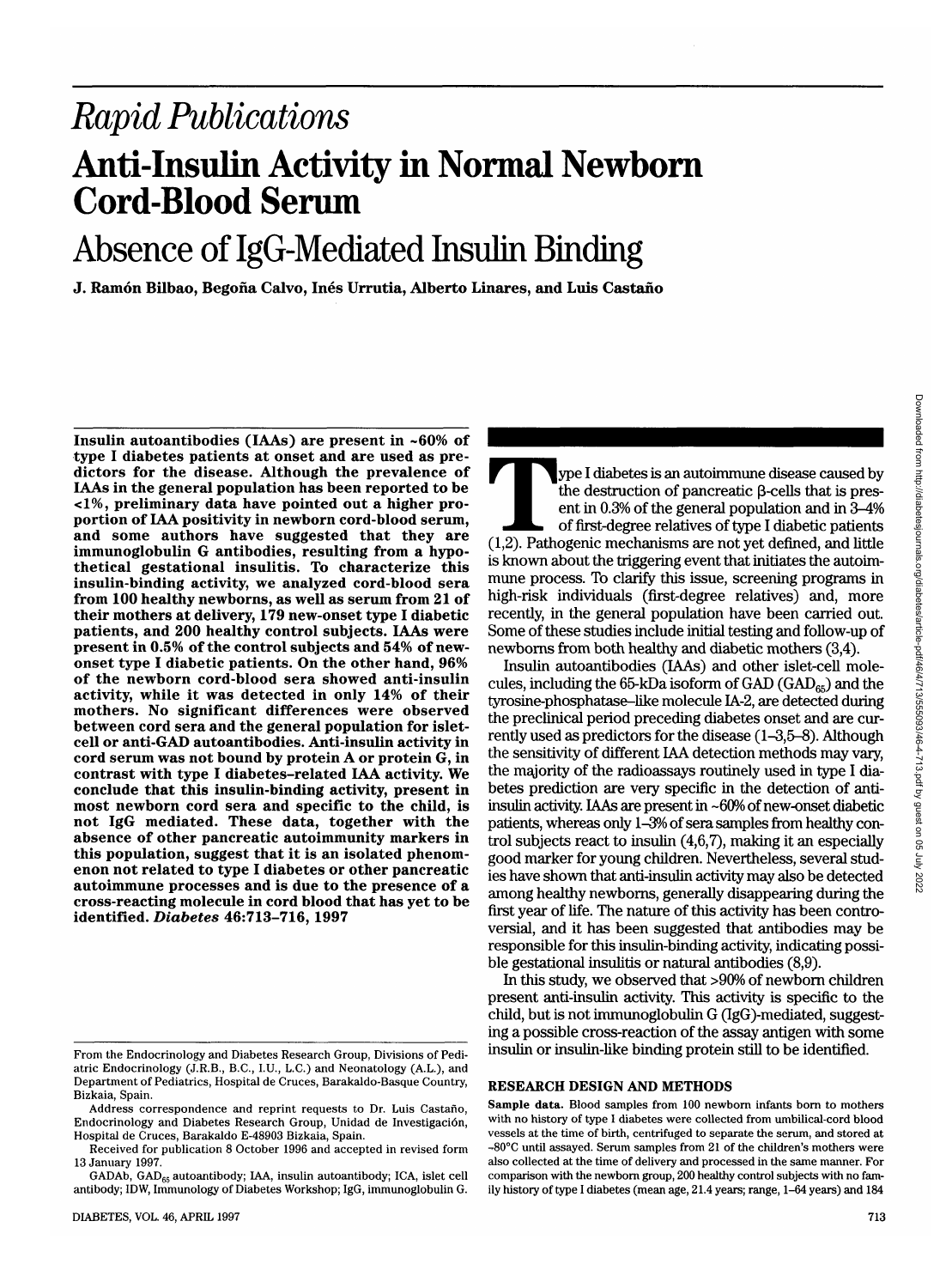# Rapid Publications

# Anti-Insulin Activity in Normal Newborn Cord-Blood Serum

## Absence of IgG-Mediated Insulin Binding

**J. Ramón Bilbao, Begoña Calvo, Inés Urrutia, Alberto Linares, and Luis Castaño**

**Insulin autoantibodies (IAAs) are present in ~60% of type I diabetes patients at onset and are used as predictors for the disease. Although the prevalence of IAAs in the general population has been reported to be <1%, preliminary data have pointed out a higher proportion of IAA positivity in newborn cord-blood serum, and some authors have suggested that they are immunoglobulin G antibodies, resulting from a hypothetical gestational insulitis. To characterize this insulin-binding activity, we analyzed cord-blood sera from 100 healthy newborns, as well as serum from 21 of their mothers at delivery, 179 new-onset type I diabetic patients, and 200 healthy control subjects. IAAs were present in 0.5% of the control subjects and 54% of new-onset type I diabetic patients. On the other hand, 96% of the newborn cord-blood sera showed anti-insulin activity, while it was detected in only 14% of their mothers. No significant differences were observed between cord sera and the general population for islet-cell or anti-GAD autoantibodies. Anti-insulin activity in cord serum was not bound by protein A or protein G, in contrast with type I diabetes–related IAA activity. We conclude that this insulin-binding activity, present in most newborn cord sera and specific to the child, is not IgG mediated. These data, together with the absence of other pancreatic autoimmunity markers in this population, suggest that it is an isolated phenomenon not related to type I diabetes or other pancreatic autoimmune processes and is due to the presence of a cross-reacting molecule in cord blood that has yet to be identified. *Diabetes* 46:713–716, 1997**

Type I diabetes is an autoimmune disease caused by the destruction of pancreatic β-cells that is present in 0.3% of the general population and in 3–4% of first-degree relatives of type I diabetic patients (1,2). Pathogenic mechanisms are not yet defined, and little is known about the triggering event that initiates the autoimmune process. To clarify this issue, screening programs in high-risk individuals (first-degree relatives) and, more recently, in the general population have been carried out. Some of these studies include initial testing and follow-up of newborns from both healthy and diabetic mothers (3,4).

Insulin autoantibodies (IAAs) and other islet-cell molecules, including the 65-kDa isoform of GAD ($GAD_{65}$) and the tyrosine-phosphatase–like molecule IA-2, are detected during the preclinical period preceding diabetes onset and are currently used as predictors for the disease (1–3,5–8). Although the sensitivity of different IAA detection methods may vary, the majority of the radioassays routinely used in type I diabetes prediction are very specific in the detection of anti-insulin activity. IAAs are present in ~60% of new-onset diabetic patients, whereas only 1–3% of sera samples from healthy control subjects react to insulin (4,6,7), making it an especially good marker for young children. Nevertheless, several studies have shown that anti-insulin activity may also be detected among healthy newborns, generally disappearing during the first year of life. The nature of this activity has been controversial, and it has been suggested that antibodies may be responsible for this insulin-binding activity, indicating possible gestational insulitis or natural antibodies (8,9).

In this study, we observed that >90% of newborn children present anti-insulin activity. This activity is specific to the child, but is not immunoglobulin G (IgG)-mediated, suggesting a possible cross-reaction of the assay antigen with some insulin or insulin-like binding protein still to be identified.

## RESEARCH DESIGN AND METHODS

**Sample data.** Blood samples from 100 newborn infants born to mothers with no history of type I diabetes were collected from umbilical-cord blood vessels at the time of birth, centrifuged to separate the serum, and stored at −80°C until assayed. Serum samples from 21 of the children's mothers were also collected at the time of delivery and processed in the same manner. For comparison with the newborn group, 200 healthy control subjects with no family history of type I diabetes (mean age, 21.4 years; range, 1–64 years) and 184

From the Endocrinology and Diabetes Research Group, Divisions of Pediatric Endocrinology (J.R.B., B.C., I.U., L.C.) and Neonatology (A.L.), and Department of Pediatrics, Hospital de Cruces, Barakaldo-Basque Country, Bizkaia, Spain.

Address correspondence and reprint requests to Dr. Luis Castaño, Endocrinology and Diabetes Research Group, Unidad de Investigación, Hospital de Cruces, Barakaldo E-48903 Bizkaia, Spain.

Received for publication 8 October 1996 and accepted in revised form 13 January 1997.

GADAb, $GAD_{65}$ autoantibody; IAA, insulin autoantibody; ICA, islet cell antibody; IDW, Immunology of Diabetes Workshop; IgG, immunoglobulin G.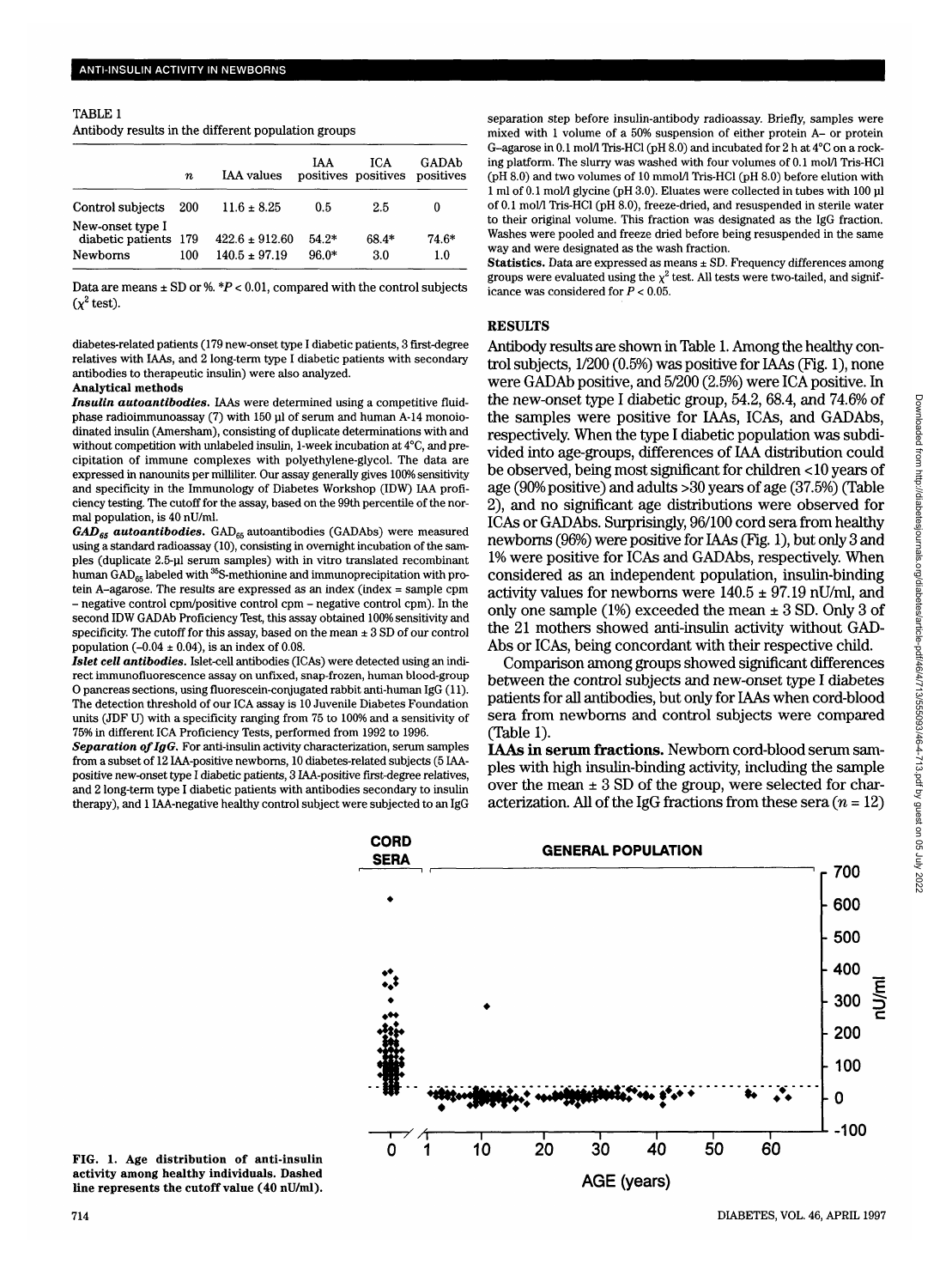TABLE 1
Antibody results in the different population groups

| | $n$ | IAA values | IAA positives | ICA positives | GADAb positives |
|---|---|---|---|---|---|
| Control subjects | 200 | 11.6 ± 8.25 | 0.5 | 2.5 | 0 |
| New-onset type I diabetic patients | 179 | 422.6 ± 912.60 | 54.2* | 68.4* | 74.6* |
| Newborns | 100 | 140.5 ± 97.19 | 96.0* | 3.0 | 1.0 |

Data are means ± SD or %. *$P < 0.01$, compared with the control subjects ($\chi^2$ test).

diabetes-related patients (179 new-onset type I diabetic patients, 3 first-degree relatives with IAAs, and 2 long-term type I diabetic patients with secondary antibodies to therapeutic insulin) were also analyzed.

### Analytical methods

***Insulin autoantibodies.*** IAAs were determined using a competitive fluid-phase radioimmunoassay (7) with 150 µl of serum and human A-14 monoiodinated insulin (Amersham), consisting of duplicate determinations with and without competition with unlabeled insulin, 1-week incubation at 4°C, and precipitation of immune complexes with polyethylene-glycol. The data are expressed in nanounits per milliliter. Our assay generally gives 100% sensitivity and specificity in the Immunology of Diabetes Workshop (IDW) IAA proficiency testing. The cutoff for the assay, based on the 99th percentile of the normal population, is 40 nU/ml.

***$GAD_{65}$ autoantibodies.*** $GAD_{65}$ autoantibodies (GADAbs) were measured using a standard radioassay (10), consisting in overnight incubation of the samples (duplicate 2.5-µl serum samples) with in vitro translated recombinant human $GAD_{65}$ labeled with $^{35}$S-methionine and immunoprecipitation with protein A–agarose. The results are expressed as an index (index = sample cpm – negative control cpm/positive control cpm – negative control cpm). In the second IDW GADAb Proficiency Test, this assay obtained 100% sensitivity and specificity. The cutoff for this assay, based on the mean ± 3 SD of our control population (–0.04 ± 0.04), is an index of 0.08.

***Islet cell antibodies.*** Islet-cell antibodies (ICAs) were detected using an indirect immunofluorescence assay on unfixed, snap-frozen, human blood-group O pancreas sections, using fluorescein-conjugated rabbit anti-human IgG (11). The detection threshold of our ICA assay is 10 Juvenile Diabetes Foundation units (JDF U) with a specificity ranging from 75 to 100% and a sensitivity of 75% in different ICA Proficiency Tests, performed from 1992 to 1996.

***Separation of IgG.*** For anti-insulin activity characterization, serum samples from a subset of 12 IAA-positive newborns, 10 diabetes-related subjects (5 IAA-positive new-onset type I diabetic patients, 3 IAA-positive first-degree relatives, and 2 long-term type I diabetic patients with antibodies secondary to insulin therapy), and 1 IAA-negative healthy control subject were subjected to an IgG separation step before insulin-antibody radioassay. Briefly, samples were mixed with 1 volume of a 50% suspension of either protein A– or protein G–agarose in 0.1 mol/l Tris-HCl (pH 8.0) and incubated for 2 h at 4°C on a rocking platform. The slurry was washed with four volumes of 0.1 mol/l Tris-HCl (pH 8.0) and two volumes of 10 mmol/l Tris-HCl (pH 8.0) before elution with 1 ml of 0.1 mol/l glycine (pH 3.0). Eluates were collected in tubes with 100 µl of 0.1 mol/l Tris-HCl (pH 8.0), freeze-dried, and resuspended in sterile water to their original volume. This fraction was designated as the IgG fraction. Washes were pooled and freeze dried before being resuspended in the same way and were designated as the wash fraction.

**Statistics.** Data are expressed as means ± SD. Frequency differences among groups were evaluated using the $\chi^2$ test. All tests were two-tailed, and significance was considered for $P < 0.05$.

## RESULTS

Antibody results are shown in Table 1. Among the healthy control subjects, 1/200 (0.5%) was positive for IAAs (Fig. 1), none were GADAb positive, and 5/200 (2.5%) were ICA positive. In the new-onset type I diabetic group, 54.2, 68.4, and 74.6% of the samples were positive for IAAs, ICAs, and GADAbs, respectively. When the type I diabetic population was subdivided into age-groups, differences of IAA distribution could be observed, being most significant for children <10 years of age (90% positive) and adults >30 years of age (37.5%) (Table 2), and no significant age distributions were observed for ICAs or GADAbs. Surprisingly, 96/100 cord sera from healthy newborns (96%) were positive for IAAs (Fig. 1), but only 3 and 1% were positive for ICAs and GADAbs, respectively. When considered as an independent population, insulin-binding activity values for newborns were 140.5 ± 97.19 nU/ml, and only one sample (1%) exceeded the mean ± 3 SD. Only 3 of the 21 mothers showed anti-insulin activity without GADAbs or ICAs, being concordant with their respective child.

Comparison among groups showed significant differences between the control subjects and new-onset type I diabetes patients for all antibodies, but only for IAAs when cord-blood sera from newborns and control subjects were compared (Table 1).

**IAAs in serum fractions.** Newborn cord-blood serum samples with high insulin-binding activity, including the sample over the mean ± 3 SD of the group, were selected for characterization. All of the IgG fractions from these sera ($n = 12$)

**FIG. 1. Age distribution of anti-insulin activity among healthy individuals. Dashed line represents the cutoff value (40 nU/ml).**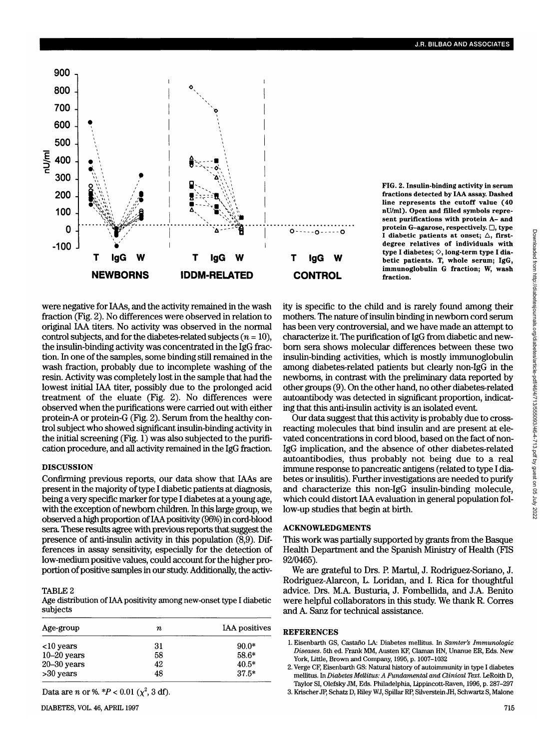FIG. 2. Insulin-binding activity in serum fractions detected by IAA assay. Dashed line represents the cutoff value (40 nU/ml). Open and filled symbols represent purifications with protein A– and protein G–agarose, respectively. □, type I diabetic patients at onset; △, first-degree relatives of individuals with type I diabetes; ◇, long-term type I diabetic patients. T, whole serum; IgG, immunoglobulin G fraction; W, wash fraction.

were negative for IAAs, and the activity remained in the wash fraction (Fig. 2). No differences were observed in relation to original IAA titers. No activity was observed in the normal control subjects, and for the diabetes-related subjects ($n = 10$), the insulin-binding activity was concentrated in the IgG fraction. In one of the samples, some binding still remained in the wash fraction, probably due to incomplete washing of the resin. Activity was completely lost in the sample that had the lowest initial IAA titer, possibly due to the prolonged acid treatment of the eluate (Fig. 2). No differences were observed when the purifications were carried out with either protein-A or protein-G (Fig. 2). Serum from the healthy control subject who showed significant insulin-binding activity in the initial screening (Fig. 1) was also subjected to the purification procedure, and all activity remained in the IgG fraction.

## DISCUSSION

Confirming previous reports, our data show that IAAs are present in the majority of type I diabetic patients at diagnosis, being a very specific marker for type I diabetes at a young age, with the exception of newborn children. In this large group, we observed a high proportion of IAA positivity (96%) in cord-blood sera. These results agree with previous reports that suggest the presence of anti-insulin activity in this population (8,9). Differences in assay sensitivity, especially for the detection of low-medium positive values, could account for the higher proportion of positive samples in our study. Additionally, the activity is specific to the child and is rarely found among their mothers. The nature of insulin binding in newborn cord serum has been very controversial, and we have made an attempt to characterize it. The purification of IgG from diabetic and newborn sera shows molecular differences between these two insulin-binding activities, which is mostly immunoglobulin among diabetes-related patients but clearly non-IgG in the newborns, in contrast with the preliminary data reported by other groups (9). On the other hand, no other diabetes-related autoantibody was detected in significant proportion, indicating that this anti-insulin activity is an isolated event.

Our data suggest that this activity is probably due to cross-reacting molecules that bind insulin and are present at elevated concentrations in cord blood, based on the fact of non-IgG implication, and the absence of other diabetes-related autoantibodies, thus probably not being due to a real immune response to pancreatic antigens (related to type I diabetes or insulitis). Further investigations are needed to purify and characterize this non-IgG insulin-binding molecule, which could distort IAA evaluation in general population follow-up studies that begin at birth.

TABLE 2
Age distribution of IAA positivity among new-onset type I diabetic subjects

| Age-group | $n$ | IAA positives |
|---|---|---|
| <10 years | 31 | 90.0* |
| 10–20 years | 58 | 58.6* |
| 20–30 years | 42 | 40.5* |
| >30 years | 48 | 37.5* |

Data are $n$ or %. *$P < 0.01$ ($\chi^2$, 3 df).

## ACKNOWLEDGMENTS

This work was partially supported by grants from the Basque Health Department and the Spanish Ministry of Health (FIS 92/0465).

We are grateful to Drs. P. Martul, J. Rodriguez-Soriano, J. Rodriguez-Alarcon, L. Loridan, and I. Rica for thoughtful advice. Drs. M.A. Busturia, J. Fombellida, and J.A. Benito were helpful collaborators in this study. We thank R. Corres and A. Sanz for technical assistance.

## REFERENCES

1. Eisenbarth GS, Castaño LA: Diabetes mellitus. In *Samter's Immunologic Diseases*. 5th ed. Frank MM, Austen KF, Claman HN, Unanue ER, Eds. New York, Little, Brown and Company, 1995, p. 1007–1032
2. Verge CF, Eisenbarth GS: Natural history of autoimmunity in type I diabetes mellitus. In *Diabetes Mellitus: A Fundamental and Clinical Text*. LeRoith D, Taylor SI, Olefsky JM, Eds. Philadelphia, Lippincott-Raven, 1996, p. 287–297
3. Krischer JP, Schatz D, Riley WJ, Spillar RP, Silverstein JH, Schwartz S, Malone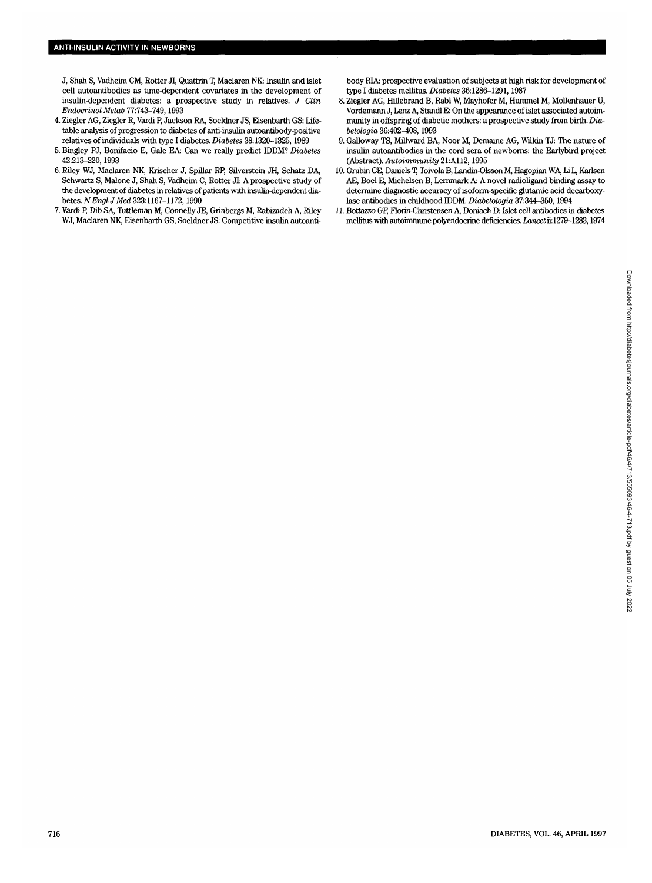J, Shah S, Vadheim CM, Rotter JI, Quattrin T, Maclaren NK: Insulin and islet cell autoantibodies as time-dependent covariates in the development of insulin-dependent diabetes: a prospective study in relatives. *J Clin Endocrinol Metab* 77:743–749, 1993

4. Ziegler AG, Ziegler R, Vardi P, Jackson RA, Soeldner JS, Eisenbarth GS: Life-table analysis of progression to diabetes of anti-insulin autoantibody-positive relatives of individuals with type I diabetes. *Diabetes* 38:1320–1325, 1989
5. Bingley PJ, Bonifacio E, Gale EA: Can we really predict IDDM? *Diabetes* 42:213–220, 1993
6. Riley WJ, Maclaren NK, Krischer J, Spillar RP, Silverstein JH, Schatz DA, Schwartz S, Malone J, Shah S, Vadheim C, Rotter JI: A prospective study of the development of diabetes in relatives of patients with insulin-dependent diabetes. *N Engl J Med* 323:1167–1172, 1990
7. Vardi P, Dib SA, Tuttleman M, Connelly JE, Grinbergs M, Rabizadeh A, Riley WJ, Maclaren NK, Eisenbarth GS, Soeldner JS: Competitive insulin autoantibody RIA: prospective evaluation of subjects at high risk for development of type I diabetes mellitus. *Diabetes* 36:1286–1291, 1987
8. Ziegler AG, Hillebrand B, Rabl W, Mayhofer M, Hummel M, Mollenhauer U, Vordemann J, Lenz A, Standl E: On the appearance of islet associated autoimmunity in offspring of diabetic mothers: a prospective study from birth. *Diabetologia* 36:402–408, 1993
9. Galloway TS, Millward BA, Noor M, Demaine AG, Wilkin TJ: The nature of insulin autoantibodies in the cord sera of newborns: the Earlybird project (Abstract). *Autoimmunity* 21:A112, 1995
10. Grubin CE, Daniels T, Toivola B, Landin-Olsson M, Hagopian WA, Li L, Karlsen AE, Boel E, Michelsen B, Lernmark A: A novel radioligand binding assay to determine diagnostic accuracy of isoform-specific glutamic acid decarboxylase antibodies in childhood IDDM. *Diabetologia* 37:344–350, 1994
11. Bottazzo GF, Florin-Christensen A, Doniach D: Islet cell antibodies in diabetes mellitus with autoimmune polyendocrine deficiencies. *Lancet* ii:1279–1283, 1974